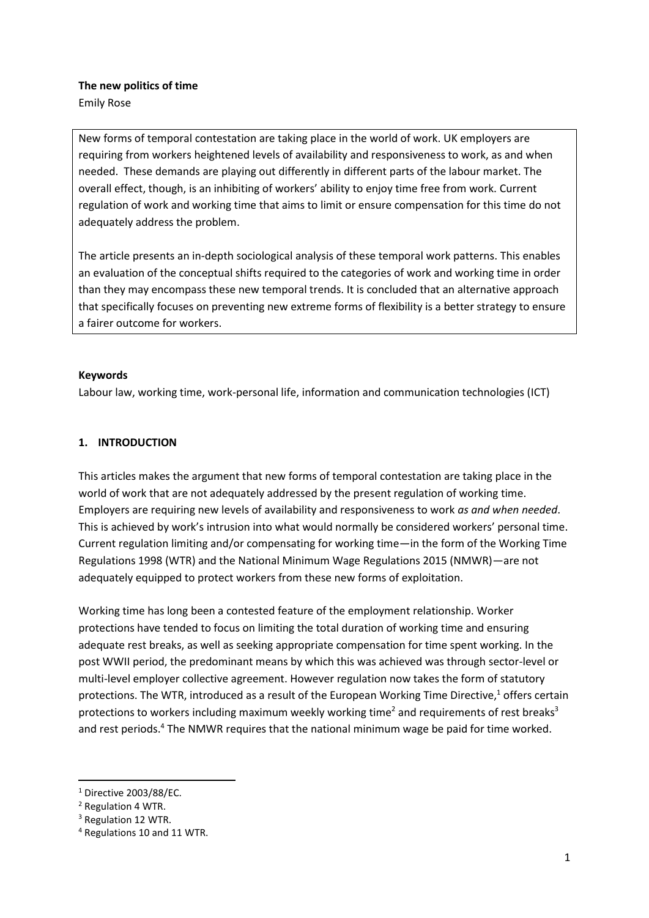**The new politics of time**

Emily Rose

New forms of temporal contestation are taking place in the world of work. UK employers are requiring from workers heightened levels of availability and responsiveness to work, as and when needed. These demands are playing out differently in different parts of the labour market. The overall effect, though, is an inhibiting of workers' ability to enjoy time free from work. Current regulation of work and working time that aims to limit or ensure compensation for this time do not adequately address the problem.

The article presents an in-depth sociological analysis of these temporal work patterns. This enables an evaluation of the conceptual shifts required to the categories of work and working time in order than they may encompass these new temporal trends. It is concluded that an alternative approach that specifically focuses on preventing new extreme forms of flexibility is a better strategy to ensure a fairer outcome for workers.

**Keywords**

Labour law, working time, work-personal life, information and communication technologies (ICT)

## 1. INTRODUCTION

This articles makes the argument that new forms of temporal contestation are taking place in the world of work that are not adequately addressed by the present regulation of working time. Employers are requiring new levels of availability and responsiveness to work *as and when needed*. This is achieved by work's intrusion into what would normally be considered workers' personal time. Current regulation limiting and/or compensating for working time—in the form of the Working Time Regulations 1998 (WTR) and the National Minimum Wage Regulations 2015 (NMWR)—are not adequately equipped to protect workers from these new forms of exploitation.

Working time has long been a contested feature of the employment relationship. Worker protections have tended to focus on limiting the total duration of working time and ensuring adequate rest breaks, as well as seeking appropriate compensation for time spent working. In the post WWII period, the predominant means by which this was achieved was through sector-level or multi-level employer collective agreement. However regulation now takes the form of statutory protections. The WTR, introduced as a result of the European Working Time Directive,[1] offers certain protections to workers including maximum weekly working time[2] and requirements of rest breaks[3] and rest periods.[4] The NMWR requires that the national minimum wage be paid for time worked.

[1] Directive 2003/88/EC.

[2] Regulation 4 WTR.

[3] Regulation 12 WTR.

[4] Regulations 10 and 11 WTR.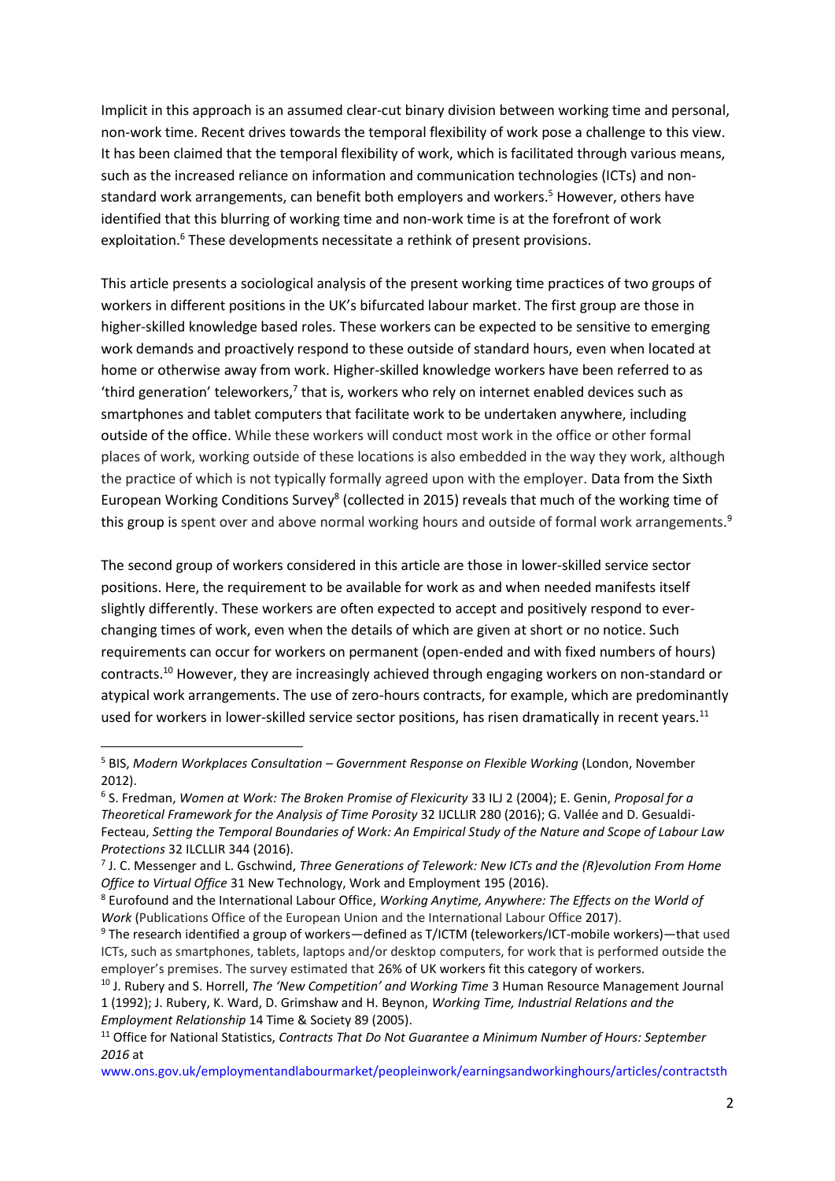Implicit in this approach is an assumed clear-cut binary division between working time and personal, non-work time. Recent drives towards the temporal flexibility of work pose a challenge to this view. It has been claimed that the temporal flexibility of work, which is facilitated through various means, such as the increased reliance on information and communication technologies (ICTs) and non-standard work arrangements, can benefit both employers and workers.[5] However, others have identified that this blurring of working time and non-work time is at the forefront of work exploitation.[6] These developments necessitate a rethink of present provisions.

This article presents a sociological analysis of the present working time practices of two groups of workers in different positions in the UK's bifurcated labour market. The first group are those in higher-skilled knowledge based roles. These workers can be expected to be sensitive to emerging work demands and proactively respond to these outside of standard hours, even when located at home or otherwise away from work. Higher-skilled knowledge workers have been referred to as 'third generation' teleworkers,[7] that is, workers who rely on internet enabled devices such as smartphones and tablet computers that facilitate work to be undertaken anywhere, including outside of the office. While these workers will conduct most work in the office or other formal places of work, working outside of these locations is also embedded in the way they work, although the practice of which is not typically formally agreed upon with the employer. Data from the Sixth European Working Conditions Survey[8] (collected in 2015) reveals that much of the working time of this group is spent over and above normal working hours and outside of formal work arrangements.[9]

The second group of workers considered in this article are those in lower-skilled service sector positions. Here, the requirement to be available for work as and when needed manifests itself slightly differently. These workers are often expected to accept and positively respond to ever-changing times of work, even when the details of which are given at short or no notice. Such requirements can occur for workers on permanent (open-ended and with fixed numbers of hours) contracts.[10] However, they are increasingly achieved through engaging workers on non-standard or atypical work arrangements. The use of zero-hours contracts, for example, which are predominantly used for workers in lower-skilled service sector positions, has risen dramatically in recent years.[11]

---

[5] BIS, *Modern Workplaces Consultation – Government Response on Flexible Working* (London, November 2012).

[6] S. Fredman, *Women at Work: The Broken Promise of Flexicurity* 33 ILJ 2 (2004); E. Genin, *Proposal for a Theoretical Framework for the Analysis of Time Porosity* 32 IJCLLIR 280 (2016); G. Vallée and D. Gesualdi-Fecteau, *Setting the Temporal Boundaries of Work: An Empirical Study of the Nature and Scope of Labour Law Protections* 32 ILCLLIR 344 (2016).

[7] J. C. Messenger and L. Gschwind, *Three Generations of Telework: New ICTs and the (R)evolution From Home Office to Virtual Office* 31 New Technology, Work and Employment 195 (2016).

[8] Eurofound and the International Labour Office, *Working Anytime, Anywhere: The Effects on the World of Work* (Publications Office of the European Union and the International Labour Office 2017).

[9] The research identified a group of workers—defined as T/ICTM (teleworkers/ICT-mobile workers)—that used ICTs, such as smartphones, tablets, laptops and/or desktop computers, for work that is performed outside the employer's premises. The survey estimated that 26% of UK workers fit this category of workers.

[10] J. Rubery and S. Horrell, *The 'New Competition' and Working Time* 3 Human Resource Management Journal 1 (1992); J. Rubery, K. Ward, D. Grimshaw and H. Beynon, *Working Time, Industrial Relations and the Employment Relationship* 14 Time & Society 89 (2005).

[11] Office for National Statistics, *Contracts That Do Not Guarantee a Minimum Number of Hours: September 2016* at www.ons.gov.uk/employmentandlabourmarket/peopleinwork/earningsandworkinghours/articles/contractsth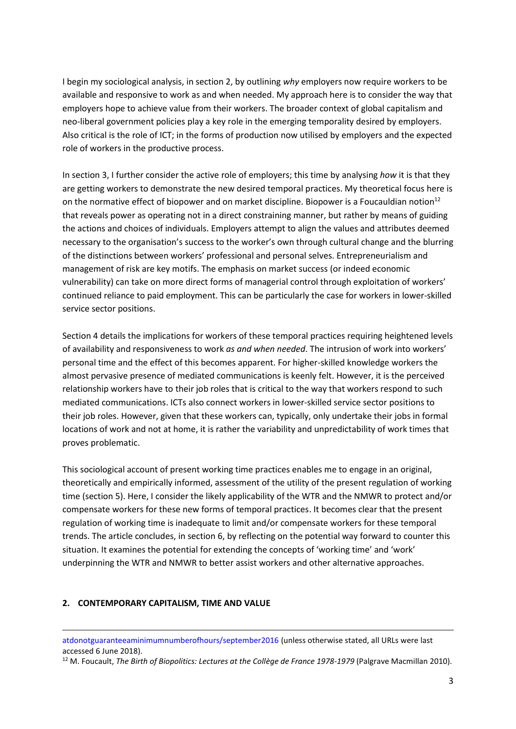I begin my sociological analysis, in section 2, by outlining *why* employers now require workers to be available and responsive to work as and when needed. My approach here is to consider the way that employers hope to achieve value from their workers. The broader context of global capitalism and neo-liberal government policies play a key role in the emerging temporality desired by employers. Also critical is the role of ICT; in the forms of production now utilised by employers and the expected role of workers in the productive process.

In section 3, I further consider the active role of employers; this time by analysing *how* it is that they are getting workers to demonstrate the new desired temporal practices. My theoretical focus here is on the normative effect of biopower and on market discipline. Biopower is a Foucauldian notion[12] that reveals power as operating not in a direct constraining manner, but rather by means of guiding the actions and choices of individuals. Employers attempt to align the values and attributes deemed necessary to the organisation's success to the worker's own through cultural change and the blurring of the distinctions between workers' professional and personal selves. Entrepreneurialism and management of risk are key motifs. The emphasis on market success (or indeed economic vulnerability) can take on more direct forms of managerial control through exploitation of workers' continued reliance to paid employment. This can be particularly the case for workers in lower-skilled service sector positions.

Section 4 details the implications for workers of these temporal practices requiring heightened levels of availability and responsiveness to work *as and when needed*. The intrusion of work into workers' personal time and the effect of this becomes apparent. For higher-skilled knowledge workers the almost pervasive presence of mediated communications is keenly felt. However, it is the perceived relationship workers have to their job roles that is critical to the way that workers respond to such mediated communications. ICTs also connect workers in lower-skilled service sector positions to their job roles. However, given that these workers can, typically, only undertake their jobs in formal locations of work and not at home, it is rather the variability and unpredictability of work times that proves problematic.

This sociological account of present working time practices enables me to engage in an original, theoretically and empirically informed, assessment of the utility of the present regulation of working time (section 5). Here, I consider the likely applicability of the WTR and the NMWR to protect and/or compensate workers for these new forms of temporal practices. It becomes clear that the present regulation of working time is inadequate to limit and/or compensate workers for these temporal trends. The article concludes, in section 6, by reflecting on the potential way forward to counter this situation. It examines the potential for extending the concepts of 'working time' and 'work' underpinning the WTR and NMWR to better assist workers and other alternative approaches.

## 2. CONTEMPORARY CAPITALISM, TIME AND VALUE

---

atdonotguaranteeaminimumnumberofhours/september2016 (unless otherwise stated, all URLs were last accessed 6 June 2018).

[12] M. Foucault, *The Birth of Biopolitics: Lectures at the Collège de France 1978-1979* (Palgrave Macmillan 2010).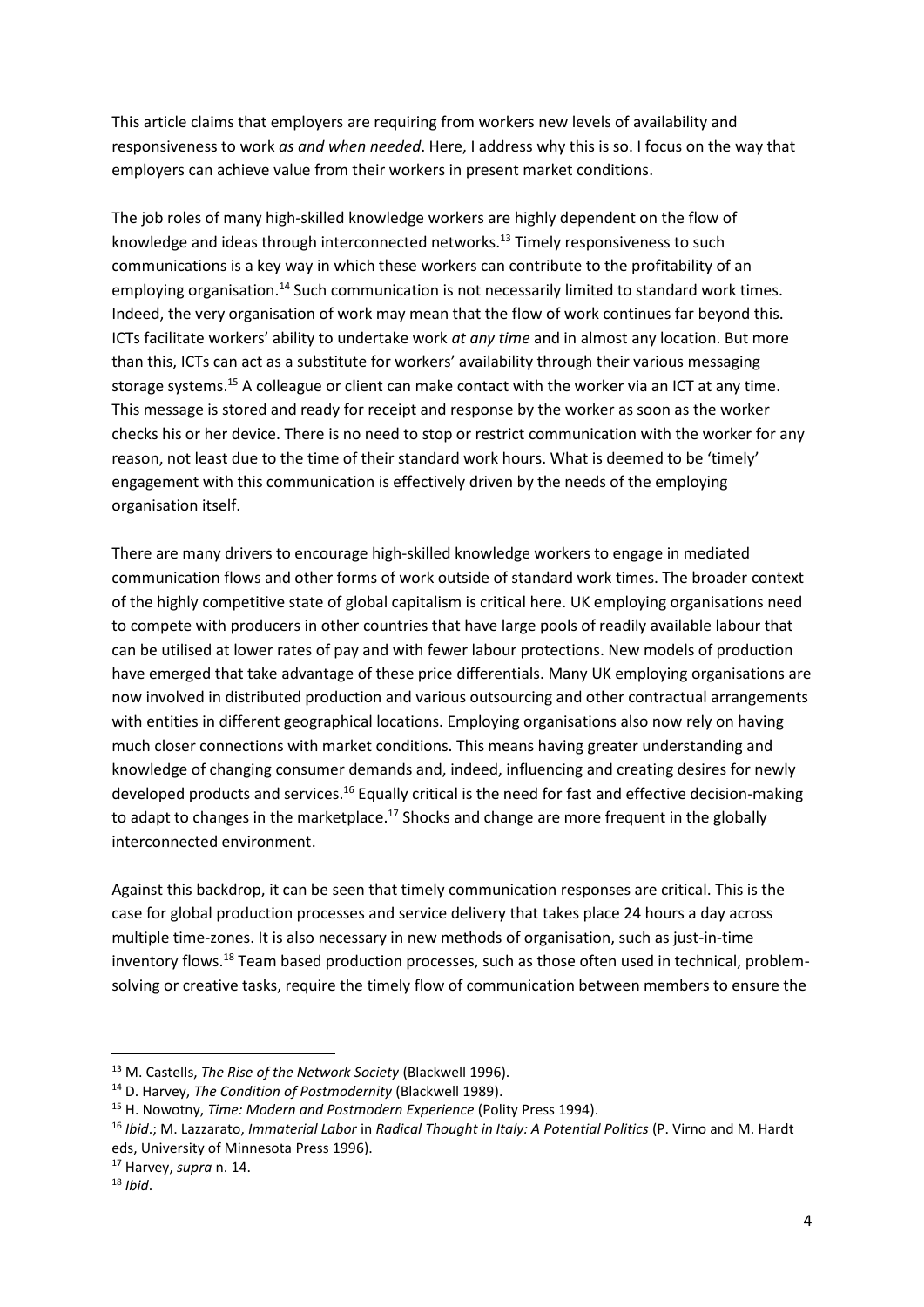This article claims that employers are requiring from workers new levels of availability and responsiveness to work *as and when needed*. Here, I address why this is so. I focus on the way that employers can achieve value from their workers in present market conditions.

The job roles of many high-skilled knowledge workers are highly dependent on the flow of knowledge and ideas through interconnected networks.[13] Timely responsiveness to such communications is a key way in which these workers can contribute to the profitability of an employing organisation.[14] Such communication is not necessarily limited to standard work times. Indeed, the very organisation of work may mean that the flow of work continues far beyond this. ICTs facilitate workers' ability to undertake work *at any time* and in almost any location. But more than this, ICTs can act as a substitute for workers' availability through their various messaging storage systems.[15] A colleague or client can make contact with the worker via an ICT at any time. This message is stored and ready for receipt and response by the worker as soon as the worker checks his or her device. There is no need to stop or restrict communication with the worker for any reason, not least due to the time of their standard work hours. What is deemed to be 'timely' engagement with this communication is effectively driven by the needs of the employing organisation itself.

There are many drivers to encourage high-skilled knowledge workers to engage in mediated communication flows and other forms of work outside of standard work times. The broader context of the highly competitive state of global capitalism is critical here. UK employing organisations need to compete with producers in other countries that have large pools of readily available labour that can be utilised at lower rates of pay and with fewer labour protections. New models of production have emerged that take advantage of these price differentials. Many UK employing organisations are now involved in distributed production and various outsourcing and other contractual arrangements with entities in different geographical locations. Employing organisations also now rely on having much closer connections with market conditions. This means having greater understanding and knowledge of changing consumer demands and, indeed, influencing and creating desires for newly developed products and services.[16] Equally critical is the need for fast and effective decision-making to adapt to changes in the marketplace.[17] Shocks and change are more frequent in the globally interconnected environment.

Against this backdrop, it can be seen that timely communication responses are critical. This is the case for global production processes and service delivery that takes place 24 hours a day across multiple time-zones. It is also necessary in new methods of organisation, such as just-in-time inventory flows.[18] Team based production processes, such as those often used in technical, problem-solving or creative tasks, require the timely flow of communication between members to ensure the

---

[13] M. Castells, *The Rise of the Network Society* (Blackwell 1996).

[14] D. Harvey, *The Condition of Postmodernity* (Blackwell 1989).

[15] H. Nowotny, *Time: Modern and Postmodern Experience* (Polity Press 1994).

[16] *Ibid*.; M. Lazzarato, *Immaterial Labor* in *Radical Thought in Italy: A Potential Politics* (P. Virno and M. Hardt eds, University of Minnesota Press 1996).

[17] Harvey, *supra* n. 14.

[18] *Ibid*.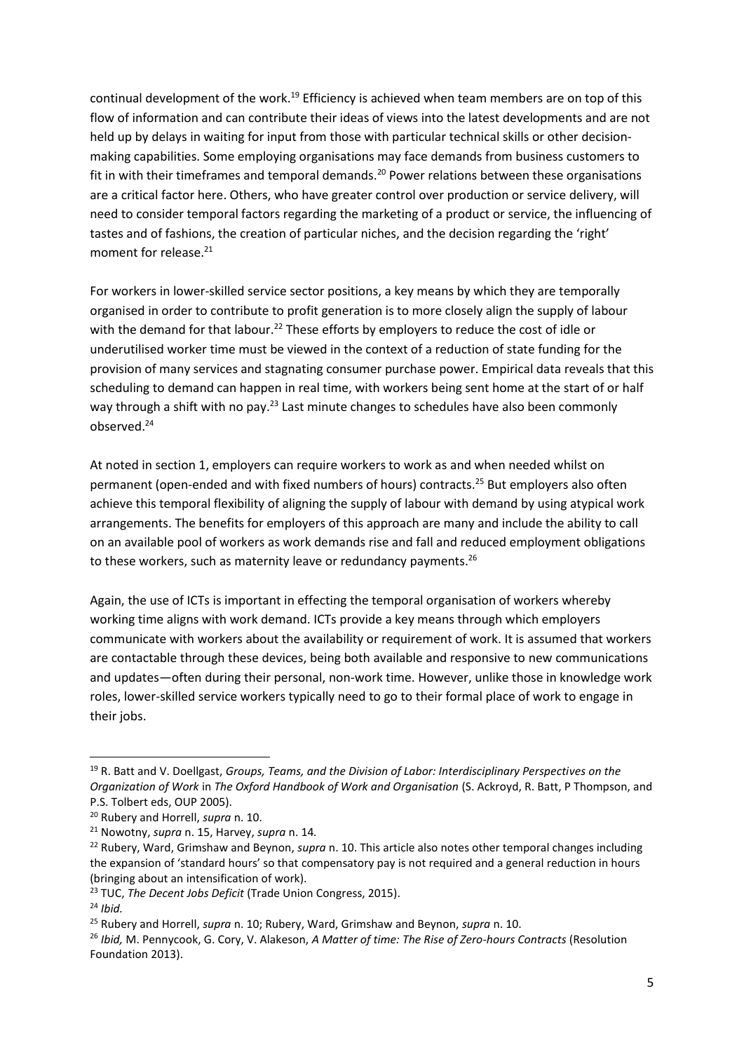continual development of the work.[19] Efficiency is achieved when team members are on top of this flow of information and can contribute their ideas of views into the latest developments and are not held up by delays in waiting for input from those with particular technical skills or other decision-making capabilities. Some employing organisations may face demands from business customers to fit in with their timeframes and temporal demands.[20] Power relations between these organisations are a critical factor here. Others, who have greater control over production or service delivery, will need to consider temporal factors regarding the marketing of a product or service, the influencing of tastes and of fashions, the creation of particular niches, and the decision regarding the 'right' moment for release.[21]

For workers in lower-skilled service sector positions, a key means by which they are temporally organised in order to contribute to profit generation is to more closely align the supply of labour with the demand for that labour.[22] These efforts by employers to reduce the cost of idle or underutilised worker time must be viewed in the context of a reduction of state funding for the provision of many services and stagnating consumer purchase power. Empirical data reveals that this scheduling to demand can happen in real time, with workers being sent home at the start of or half way through a shift with no pay.[23] Last minute changes to schedules have also been commonly observed.[24]

At noted in section 1, employers can require workers to work as and when needed whilst on permanent (open-ended and with fixed numbers of hours) contracts.[25] But employers also often achieve this temporal flexibility of aligning the supply of labour with demand by using atypical work arrangements. The benefits for employers of this approach are many and include the ability to call on an available pool of workers as work demands rise and fall and reduced employment obligations to these workers, such as maternity leave or redundancy payments.[26]

Again, the use of ICTs is important in effecting the temporal organisation of workers whereby working time aligns with work demand. ICTs provide a key means through which employers communicate with workers about the availability or requirement of work. It is assumed that workers are contactable through these devices, being both available and responsive to new communications and updates—often during their personal, non-work time. However, unlike those in knowledge work roles, lower-skilled service workers typically need to go to their formal place of work to engage in their jobs.

---

[19] R. Batt and V. Doellgast, *Groups, Teams, and the Division of Labor: Interdisciplinary Perspectives on the Organization of Work* in *The Oxford Handbook of Work and Organisation* (S. Ackroyd, R. Batt, P Thompson, and P.S. Tolbert eds, OUP 2005).

[20] Rubery and Horrell, *supra* n. 10.

[21] Nowotny, *supra* n. 15, Harvey, *supra* n. 14*.*

[22] Rubery, Ward, Grimshaw and Beynon, *supra* n. 10. This article also notes other temporal changes including the expansion of 'standard hours' so that compensatory pay is not required and a general reduction in hours (bringing about an intensification of work).

[23] TUC, *The Decent Jobs Deficit* (Trade Union Congress, 2015).

[24] *Ibid.*

[25] Rubery and Horrell, *supra* n. 10; Rubery, Ward, Grimshaw and Beynon, *supra* n. 10.

[26] *Ibid,* M. Pennycook, G. Cory, V. Alakeson, *A Matter of time: The Rise of Zero-hours Contracts* (Resolution Foundation 2013).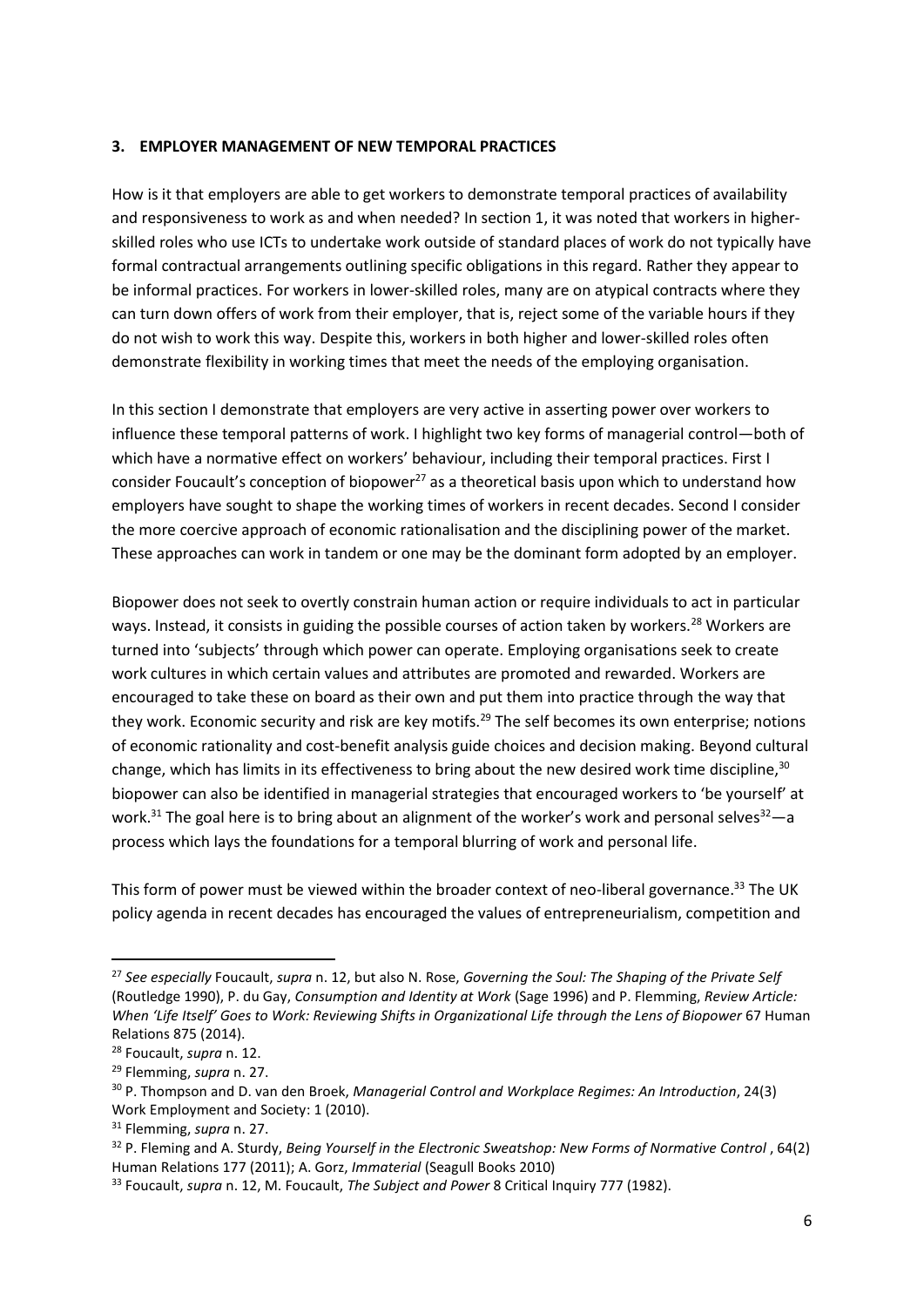### 3. EMPLOYER MANAGEMENT OF NEW TEMPORAL PRACTICES

How is it that employers are able to get workers to demonstrate temporal practices of availability and responsiveness to work as and when needed? In section 1, it was noted that workers in higher-skilled roles who use ICTs to undertake work outside of standard places of work do not typically have formal contractual arrangements outlining specific obligations in this regard. Rather they appear to be informal practices. For workers in lower-skilled roles, many are on atypical contracts where they can turn down offers of work from their employer, that is, reject some of the variable hours if they do not wish to work this way. Despite this, workers in both higher and lower-skilled roles often demonstrate flexibility in working times that meet the needs of the employing organisation.

In this section I demonstrate that employers are very active in asserting power over workers to influence these temporal patterns of work. I highlight two key forms of managerial control—both of which have a normative effect on workers' behaviour, including their temporal practices. First I consider Foucault's conception of biopower[27] as a theoretical basis upon which to understand how employers have sought to shape the working times of workers in recent decades. Second I consider the more coercive approach of economic rationalisation and the disciplining power of the market. These approaches can work in tandem or one may be the dominant form adopted by an employer.

Biopower does not seek to overtly constrain human action or require individuals to act in particular ways. Instead, it consists in guiding the possible courses of action taken by workers.[28] Workers are turned into 'subjects' through which power can operate. Employing organisations seek to create work cultures in which certain values and attributes are promoted and rewarded. Workers are encouraged to take these on board as their own and put them into practice through the way that they work. Economic security and risk are key motifs.[29] The self becomes its own enterprise; notions of economic rationality and cost-benefit analysis guide choices and decision making. Beyond cultural change, which has limits in its effectiveness to bring about the new desired work time discipline,[30] biopower can also be identified in managerial strategies that encouraged workers to 'be yourself' at work.[31] The goal here is to bring about an alignment of the worker's work and personal selves[32]—a process which lays the foundations for a temporal blurring of work and personal life.

This form of power must be viewed within the broader context of neo-liberal governance.[33] The UK policy agenda in recent decades has encouraged the values of entrepreneurialism, competition and

---

[27] *See especially* Foucault, *supra* n. 12, but also N. Rose, *Governing the Soul: The Shaping of the Private Self* (Routledge 1990), P. du Gay, *Consumption and Identity at Work* (Sage 1996) and P. Flemming, *Review Article: When 'Life Itself' Goes to Work: Reviewing Shifts in Organizational Life through the Lens of Biopower* 67 Human Relations 875 (2014).

[28] Foucault, *supra* n. 12.

[29] Flemming, *supra* n. 27.

[30] P. Thompson and D. van den Broek, *Managerial Control and Workplace Regimes: An Introduction*, 24(3) Work Employment and Society: 1 (2010).

[31] Flemming, *supra* n. 27.

[32] P. Fleming and A. Sturdy, *Being Yourself in the Electronic Sweatshop: New Forms of Normative Control* , 64(2) Human Relations 177 (2011); A. Gorz, *Immaterial* (Seagull Books 2010)

[33] Foucault, *supra* n. 12, M. Foucault, *The Subject and Power* 8 Critical Inquiry 777 (1982).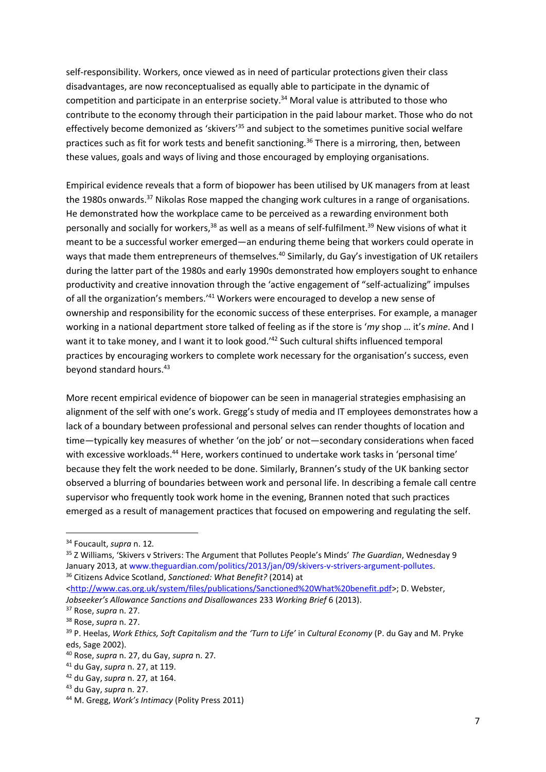self-responsibility. Workers, once viewed as in need of particular protections given their class disadvantages, are now reconceptualised as equally able to participate in the dynamic of competition and participate in an enterprise society.[34] Moral value is attributed to those who contribute to the economy through their participation in the paid labour market. Those who do not effectively become demonized as 'skivers'[35] and subject to the sometimes punitive social welfare practices such as fit for work tests and benefit sanctioning.[36] There is a mirroring, then, between these values, goals and ways of living and those encouraged by employing organisations.

Empirical evidence reveals that a form of biopower has been utilised by UK managers from at least the 1980s onwards.[37] Nikolas Rose mapped the changing work cultures in a range of organisations. He demonstrated how the workplace came to be perceived as a rewarding environment both personally and socially for workers,[38] as well as a means of self-fulfilment.[39] New visions of what it meant to be a successful worker emerged—an enduring theme being that workers could operate in ways that made them entrepreneurs of themselves.[40] Similarly, du Gay's investigation of UK retailers during the latter part of the 1980s and early 1990s demonstrated how employers sought to enhance productivity and creative innovation through the 'active engagement of "self-actualizing" impulses of all the organization's members.'[41] Workers were encouraged to develop a new sense of ownership and responsibility for the economic success of these enterprises. For example, a manager working in a national department store talked of feeling as if the store is '*my* shop … it's *mine*. And I want it to take money, and I want it to look good.'[42] Such cultural shifts influenced temporal practices by encouraging workers to complete work necessary for the organisation's success, even beyond standard hours.[43]

More recent empirical evidence of biopower can be seen in managerial strategies emphasising an alignment of the self with one's work. Gregg's study of media and IT employees demonstrates how a lack of a boundary between professional and personal selves can render thoughts of location and time—typically key measures of whether 'on the job' or not—secondary considerations when faced with excessive workloads.[44] Here, workers continued to undertake work tasks in 'personal time' because they felt the work needed to be done. Similarly, Brannen's study of the UK banking sector observed a blurring of boundaries between work and personal life. In describing a female call centre supervisor who frequently took work home in the evening, Brannen noted that such practices emerged as a result of management practices that focused on empowering and regulating the self.

---

[34] Foucault, *supra* n. 12.

[35] Z Williams, 'Skivers v Strivers: The Argument that Pollutes People's Minds' *The Guardian*, Wednesday 9 January 2013, at www.theguardian.com/politics/2013/jan/09/skivers-v-strivers-argument-pollutes.

[36] Citizens Advice Scotland, *Sanctioned: What Benefit?* (2014) at <http://www.cas.org.uk/system/files/publications/Sanctioned%20What%20benefit.pdf>; D. Webster, *Jobseeker's Allowance Sanctions and Disallowances* 233 *Working Brief* 6 (2013).

[37] Rose, *supra* n. 27.

[38] Rose, *supra* n. 27.

[39] P. Heelas, *Work Ethics, Soft Capitalism and the 'Turn to Life'* in *Cultural Economy* (P. du Gay and M. Pryke eds, Sage 2002).

[40] Rose, *supra* n. 27, du Gay, *supra* n. 27.

[41] du Gay, *supra* n. 27, at 119.

[42] du Gay, *supra* n. 27, at 164.

[43] du Gay, *supra* n. 27.

[44] M. Gregg, *Work's Intimacy* (Polity Press 2011)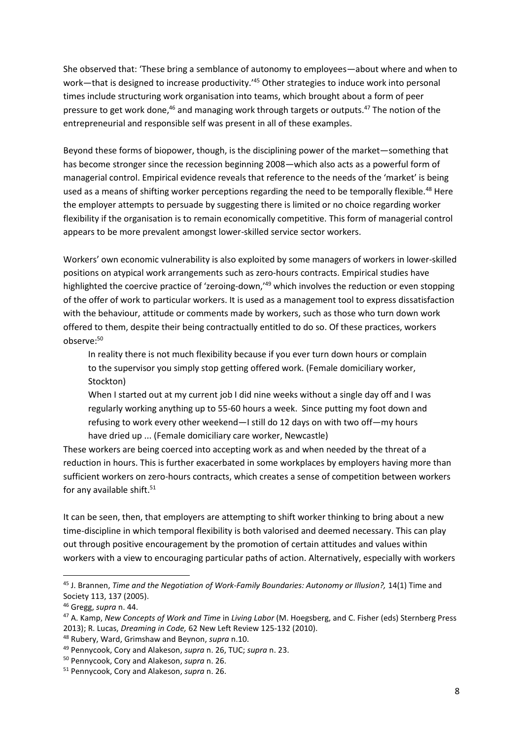She observed that: 'These bring a semblance of autonomy to employees—about where and when to work—that is designed to increase productivity.'[45] Other strategies to induce work into personal times include structuring work organisation into teams, which brought about a form of peer pressure to get work done,[46] and managing work through targets or outputs.[47] The notion of the entrepreneurial and responsible self was present in all of these examples.

Beyond these forms of biopower, though, is the disciplining power of the market—something that has become stronger since the recession beginning 2008—which also acts as a powerful form of managerial control. Empirical evidence reveals that reference to the needs of the 'market' is being used as a means of shifting worker perceptions regarding the need to be temporally flexible.[48] Here the employer attempts to persuade by suggesting there is limited or no choice regarding worker flexibility if the organisation is to remain economically competitive. This form of managerial control appears to be more prevalent amongst lower-skilled service sector workers.

Workers' own economic vulnerability is also exploited by some managers of workers in lower-skilled positions on atypical work arrangements such as zero-hours contracts. Empirical studies have highlighted the coercive practice of 'zeroing-down,'[49] which involves the reduction or even stopping of the offer of work to particular workers. It is used as a management tool to express dissatisfaction with the behaviour, attitude or comments made by workers, such as those who turn down work offered to them, despite their being contractually entitled to do so. Of these practices, workers observe:[50]

> In reality there is not much flexibility because if you ever turn down hours or complain to the supervisor you simply stop getting offered work. (Female domiciliary worker, Stockton)
>
> When I started out at my current job I did nine weeks without a single day off and I was regularly working anything up to 55-60 hours a week. Since putting my foot down and refusing to work every other weekend—I still do 12 days on with two off—my hours have dried up ... (Female domiciliary care worker, Newcastle)

These workers are being coerced into accepting work as and when needed by the threat of a reduction in hours. This is further exacerbated in some workplaces by employers having more than sufficient workers on zero-hours contracts, which creates a sense of competition between workers for any available shift.[51]

It can be seen, then, that employers are attempting to shift worker thinking to bring about a new time-discipline in which temporal flexibility is both valorised and deemed necessary. This can play out through positive encouragement by the promotion of certain attitudes and values within workers with a view to encouraging particular paths of action. Alternatively, especially with workers

---

[45] J. Brannen, *Time and the Negotiation of Work-Family Boundaries: Autonomy or Illusion?,* 14(1) Time and Society 113, 137 (2005).

[46] Gregg, *supra* n. 44.

[47] A. Kamp, *New Concepts of Work and Time* in *Living Labor* (M. Hoegsberg, and C. Fisher (eds) Sternberg Press 2013); R. Lucas, *Dreaming in Code,* 62 New Left Review 125-132 (2010).

[48] Rubery, Ward, Grimshaw and Beynon, *supra* n.10.

[49] Pennycook, Cory and Alakeson, *supra* n. 26, TUC; *supra* n. 23.

[50] Pennycook, Cory and Alakeson, *supra* n. 26.

[51] Pennycook, Cory and Alakeson, *supra* n. 26.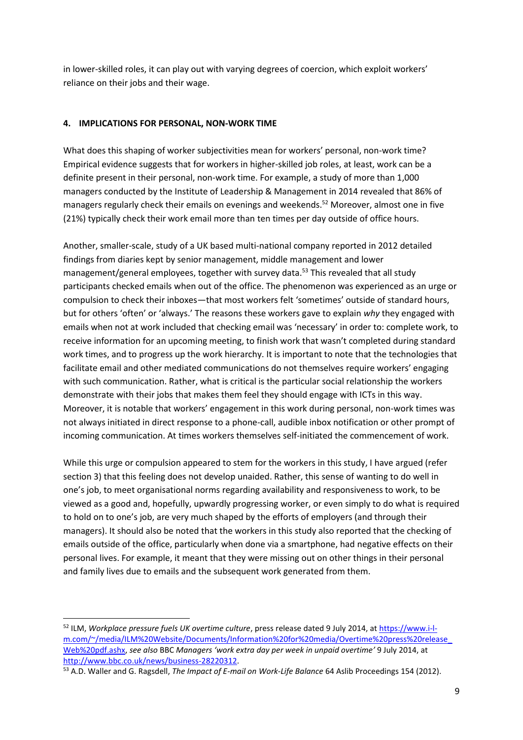in lower-skilled roles, it can play out with varying degrees of coercion, which exploit workers' reliance on their jobs and their wage.

## 4. IMPLICATIONS FOR PERSONAL, NON-WORK TIME

What does this shaping of worker subjectivities mean for workers' personal, non-work time? Empirical evidence suggests that for workers in higher-skilled job roles, at least, work can be a definite present in their personal, non-work time. For example, a study of more than 1,000 managers conducted by the Institute of Leadership & Management in 2014 revealed that 86% of managers regularly check their emails on evenings and weekends.[52] Moreover, almost one in five (21%) typically check their work email more than ten times per day outside of office hours.

Another, smaller-scale, study of a UK based multi-national company reported in 2012 detailed findings from diaries kept by senior management, middle management and lower management/general employees, together with survey data.[53] This revealed that all study participants checked emails when out of the office. The phenomenon was experienced as an urge or compulsion to check their inboxes—that most workers felt 'sometimes' outside of standard hours, but for others 'often' or 'always.' The reasons these workers gave to explain *why* they engaged with emails when not at work included that checking email was 'necessary' in order to: complete work, to receive information for an upcoming meeting, to finish work that wasn't completed during standard work times, and to progress up the work hierarchy. It is important to note that the technologies that facilitate email and other mediated communications do not themselves require workers' engaging with such communication. Rather, what is critical is the particular social relationship the workers demonstrate with their jobs that makes them feel they should engage with ICTs in this way. Moreover, it is notable that workers' engagement in this work during personal, non-work times was not always initiated in direct response to a phone-call, audible inbox notification or other prompt of incoming communication. At times workers themselves self-initiated the commencement of work.

While this urge or compulsion appeared to stem for the workers in this study, I have argued (refer section 3) that this feeling does not develop unaided. Rather, this sense of wanting to do well in one's job, to meet organisational norms regarding availability and responsiveness to work, to be viewed as a good and, hopefully, upwardly progressing worker, or even simply to do what is required to hold on to one's job, are very much shaped by the efforts of employers (and through their managers). It should also be noted that the workers in this study also reported that the checking of emails outside of the office, particularly when done via a smartphone, had negative effects on their personal lives. For example, it meant that they were missing out on other things in their personal and family lives due to emails and the subsequent work generated from them.

---

[52] ILM, *Workplace pressure fuels UK overtime culture*, press release dated 9 July 2014, at https://www.i-l-m.com/~/media/ILM%20Website/Documents/Information%20for%20media/Overtime%20press%20release_Web%20pdf.ashx, *see also* BBC *Managers 'work extra day per week in unpaid overtime'* 9 July 2014, at http://www.bbc.co.uk/news/business-28220312.

[53] A.D. Waller and G. Ragsdell, *The Impact of E-mail on Work-Life Balance* 64 Aslib Proceedings 154 (2012).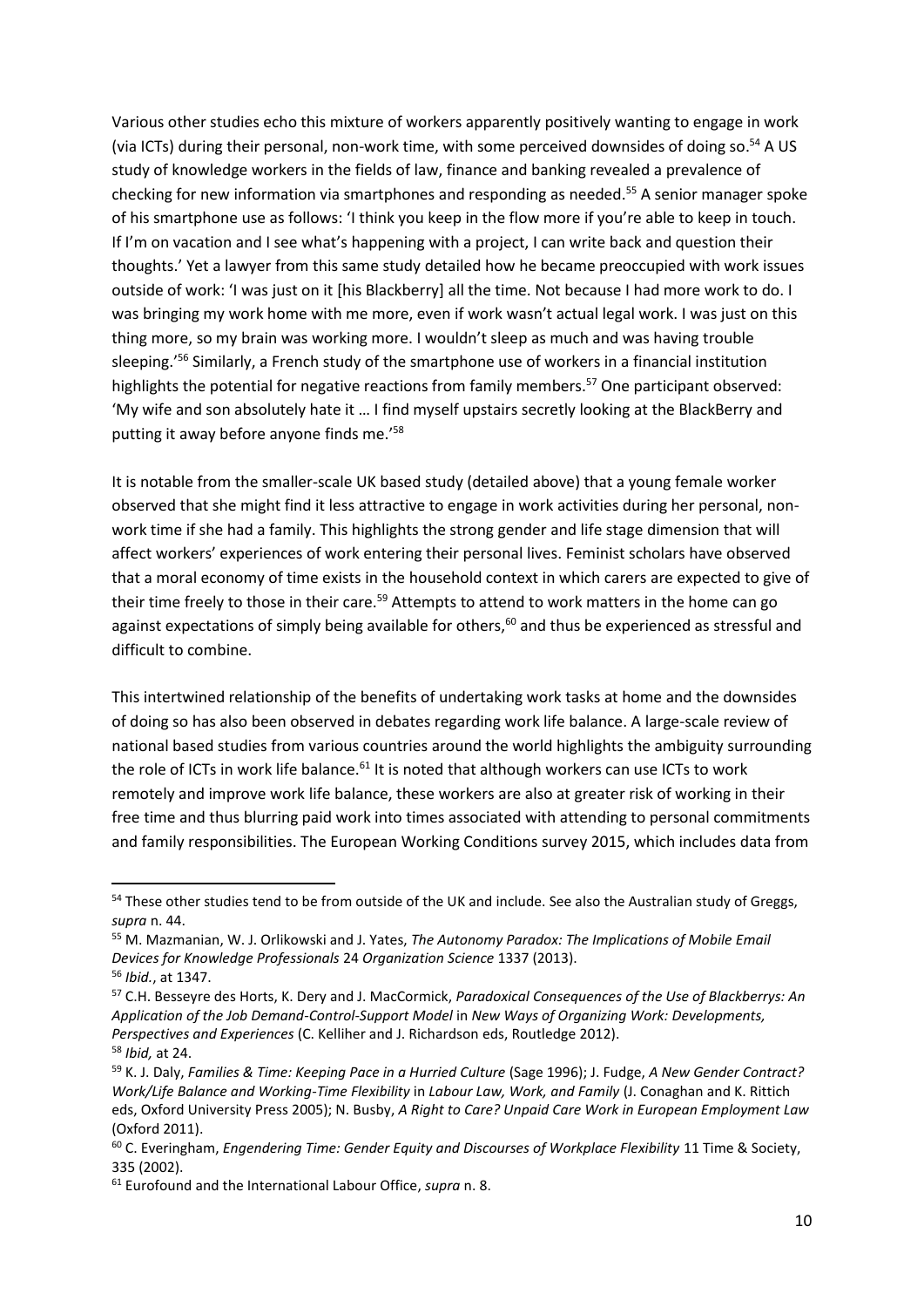Various other studies echo this mixture of workers apparently positively wanting to engage in work (via ICTs) during their personal, non-work time, with some perceived downsides of doing so.[54] A US study of knowledge workers in the fields of law, finance and banking revealed a prevalence of checking for new information via smartphones and responding as needed.[55] A senior manager spoke of his smartphone use as follows: 'I think you keep in the flow more if you're able to keep in touch. If I'm on vacation and I see what's happening with a project, I can write back and question their thoughts.' Yet a lawyer from this same study detailed how he became preoccupied with work issues outside of work: 'I was just on it [his Blackberry] all the time. Not because I had more work to do. I was bringing my work home with me more, even if work wasn't actual legal work. I was just on this thing more, so my brain was working more. I wouldn't sleep as much and was having trouble sleeping.'[56] Similarly, a French study of the smartphone use of workers in a financial institution highlights the potential for negative reactions from family members.[57] One participant observed: 'My wife and son absolutely hate it … I find myself upstairs secretly looking at the BlackBerry and putting it away before anyone finds me.'[58]

It is notable from the smaller-scale UK based study (detailed above) that a young female worker observed that she might find it less attractive to engage in work activities during her personal, non-work time if she had a family. This highlights the strong gender and life stage dimension that will affect workers' experiences of work entering their personal lives. Feminist scholars have observed that a moral economy of time exists in the household context in which carers are expected to give of their time freely to those in their care.[59] Attempts to attend to work matters in the home can go against expectations of simply being available for others,[60] and thus be experienced as stressful and difficult to combine.

This intertwined relationship of the benefits of undertaking work tasks at home and the downsides of doing so has also been observed in debates regarding work life balance. A large-scale review of national based studies from various countries around the world highlights the ambiguity surrounding the role of ICTs in work life balance.[61] It is noted that although workers can use ICTs to work remotely and improve work life balance, these workers are also at greater risk of working in their free time and thus blurring paid work into times associated with attending to personal commitments and family responsibilities. The European Working Conditions survey 2015, which includes data from

---

[54] These other studies tend to be from outside of the UK and include. See also the Australian study of Greggs, *supra* n. 44.

[55] M. Mazmanian, W. J. Orlikowski and J. Yates, *The Autonomy Paradox: The Implications of Mobile Email Devices for Knowledge Professionals* 24 *Organization Science* 1337 (2013).

[56] *Ibid.*, at 1347.

[57] C.H. Besseyre des Horts, K. Dery and J. MacCormick, *Paradoxical Consequences of the Use of Blackberrys: An Application of the Job Demand-Control-Support Model* in *New Ways of Organizing Work: Developments, Perspectives and Experiences* (C. Kelliher and J. Richardson eds, Routledge 2012).

[58] *Ibid,* at 24.

[59] K. J. Daly, *Families & Time: Keeping Pace in a Hurried Culture* (Sage 1996); J. Fudge, *A New Gender Contract? Work/Life Balance and Working-Time Flexibility* in *Labour Law, Work, and Family* (J. Conaghan and K. Rittich eds, Oxford University Press 2005); N. Busby, *A Right to Care? Unpaid Care Work in European Employment Law* (Oxford 2011).

[60] C. Everingham, *Engendering Time: Gender Equity and Discourses of Workplace Flexibility* 11 Time & Society, 335 (2002).

[61] Eurofound and the International Labour Office, *supra* n. 8.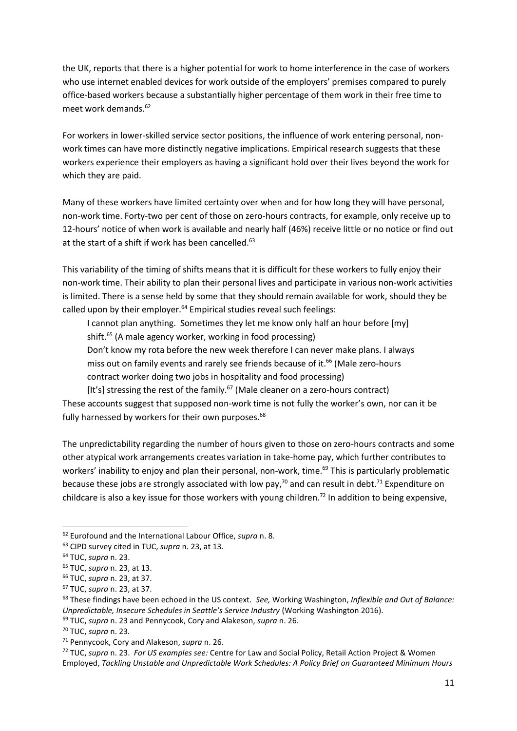the UK, reports that there is a higher potential for work to home interference in the case of workers who use internet enabled devices for work outside of the employers' premises compared to purely office-based workers because a substantially higher percentage of them work in their free time to meet work demands.[62]

For workers in lower-skilled service sector positions, the influence of work entering personal, non-work times can have more distinctly negative implications. Empirical research suggests that these workers experience their employers as having a significant hold over their lives beyond the work for which they are paid.

Many of these workers have limited certainty over when and for how long they will have personal, non-work time. Forty-two per cent of those on zero-hours contracts, for example, only receive up to 12-hours' notice of when work is available and nearly half (46%) receive little or no notice or find out at the start of a shift if work has been cancelled.[63]

This variability of the timing of shifts means that it is difficult for these workers to fully enjoy their non-work time. Their ability to plan their personal lives and participate in various non-work activities is limited. There is a sense held by some that they should remain available for work, should they be called upon by their employer.[64] Empirical studies reveal such feelings:

> I cannot plan anything. Sometimes they let me know only half an hour before [my] shift.[65] (A male agency worker, working in food processing)
>
> Don't know my rota before the new week therefore I can never make plans. I always miss out on family events and rarely see friends because of it.[66] (Male zero-hours contract worker doing two jobs in hospitality and food processing)
>
> [It's] stressing the rest of the family.[67] (Male cleaner on a zero-hours contract)

These accounts suggest that supposed non-work time is not fully the worker's own, nor can it be fully harnessed by workers for their own purposes.[68]

The unpredictability regarding the number of hours given to those on zero-hours contracts and some other atypical work arrangements creates variation in take-home pay, which further contributes to workers' inability to enjoy and plan their personal, non-work, time.[69] This is particularly problematic because these jobs are strongly associated with low pay,[70] and can result in debt.[71] Expenditure on childcare is also a key issue for those workers with young children.[72] In addition to being expensive,

---

[62] Eurofound and the International Labour Office, *supra* n. 8.

[63] CIPD survey cited in TUC, *supra* n. 23, at 13.

[64] TUC, *supra* n. 23.

[65] TUC, *supra* n. 23, at 13.

[66] TUC, *supra* n. 23, at 37.

[67] TUC, *supra* n. 23, at 37.

[68] These findings have been echoed in the US context. *See,* Working Washington, *Inflexible and Out of Balance: Unpredictable, Insecure Schedules in Seattle's Service Industry* (Working Washington 2016).

[69] TUC, *supra* n. 23 and Pennycook, Cory and Alakeson, *supra* n. 26.

[70] TUC, *supra* n. 23.

[71] Pennycook, Cory and Alakeson, *supra* n. 26.

[72] TUC, *supra* n. 23. *For US examples see:* Centre for Law and Social Policy, Retail Action Project & Women Employed, *Tackling Unstable and Unpredictable Work Schedules: A Policy Brief on Guaranteed Minimum Hours*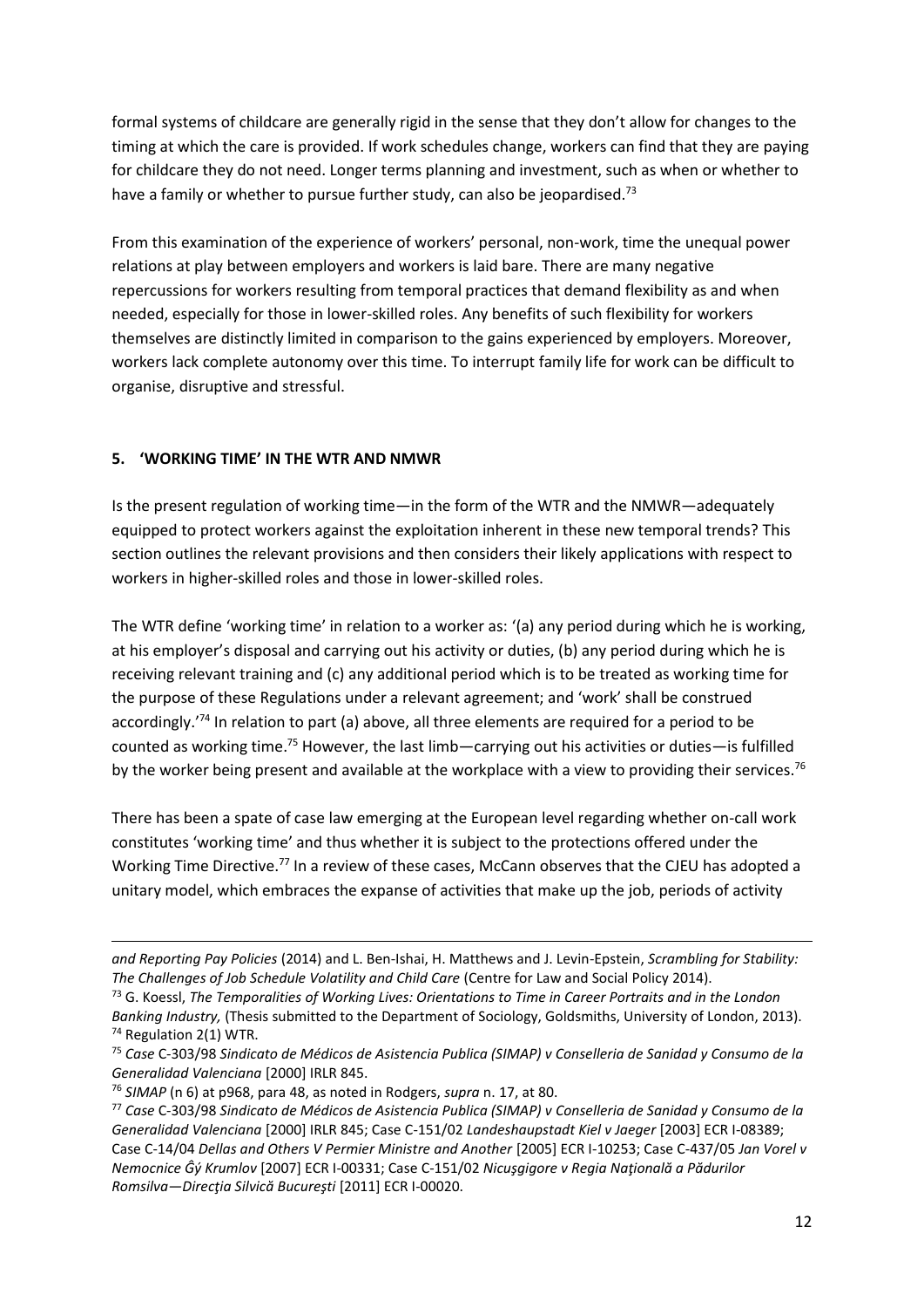formal systems of childcare are generally rigid in the sense that they don't allow for changes to the timing at which the care is provided. If work schedules change, workers can find that they are paying for childcare they do not need. Longer terms planning and investment, such as when or whether to have a family or whether to pursue further study, can also be jeopardised.[73]

From this examination of the experience of workers' personal, non-work, time the unequal power relations at play between employers and workers is laid bare. There are many negative repercussions for workers resulting from temporal practices that demand flexibility as and when needed, especially for those in lower-skilled roles. Any benefits of such flexibility for workers themselves are distinctly limited in comparison to the gains experienced by employers. Moreover, workers lack complete autonomy over this time. To interrupt family life for work can be difficult to organise, disruptive and stressful.

## 5. 'WORKING TIME' IN THE WTR AND NMWR

Is the present regulation of working time—in the form of the WTR and the NMWR—adequately equipped to protect workers against the exploitation inherent in these new temporal trends? This section outlines the relevant provisions and then considers their likely applications with respect to workers in higher-skilled roles and those in lower-skilled roles.

The WTR define 'working time' in relation to a worker as: '(a) any period during which he is working, at his employer's disposal and carrying out his activity or duties, (b) any period during which he is receiving relevant training and (c) any additional period which is to be treated as working time for the purpose of these Regulations under a relevant agreement; and 'work' shall be construed accordingly.'[74] In relation to part (a) above, all three elements are required for a period to be counted as working time.[75] However, the last limb—carrying out his activities or duties—is fulfilled by the worker being present and available at the workplace with a view to providing their services.[76]

There has been a spate of case law emerging at the European level regarding whether on-call work constitutes 'working time' and thus whether it is subject to the protections offered under the Working Time Directive.[77] In a review of these cases, McCann observes that the CJEU has adopted a unitary model, which embraces the expanse of activities that make up the job, periods of activity

---

*and Reporting Pay Policies* (2014) and L. Ben-Ishai, H. Matthews and J. Levin-Epstein, *Scrambling for Stability: The Challenges of Job Schedule Volatility and Child Care* (Centre for Law and Social Policy 2014).

[73] G. Koessl, *The Temporalities of Working Lives: Orientations to Time in Career Portraits and in the London Banking Industry,* (Thesis submitted to the Department of Sociology, Goldsmiths, University of London, 2013).

[74] Regulation 2(1) WTR.

[75] *Case* C-303/98 *Sindicato de Médicos de Asistencia Publica (SIMAP) v Conselleria de Sanidad y Consumo de la Generalidad Valenciana* [2000] IRLR 845.

[76] *SIMAP* (n 6) at p968, para 48, as noted in Rodgers, *supra* n. 17, at 80.

[77] *Case* C-303/98 *Sindicato de Médicos de Asistencia Publica (SIMAP) v Conselleria de Sanidad y Consumo de la Generalidad Valenciana* [2000] IRLR 845; Case C-151/02 *Landeshaupstadt Kiel v Jaeger* [2003] ECR I-08389; Case C-14/04 *Dellas and Others V Permier Ministre and Another* [2005] ECR I-10253; Case C-437/05 *Jan Vorel v Nemocnice Ĝý Krumlov* [2007] ECR I-00331; Case C-151/02 *Nicuşgigore v Regia Naţională a Pădurilor Romsilva—Direcţia Silvică Bucureşti* [2011] ECR I-00020.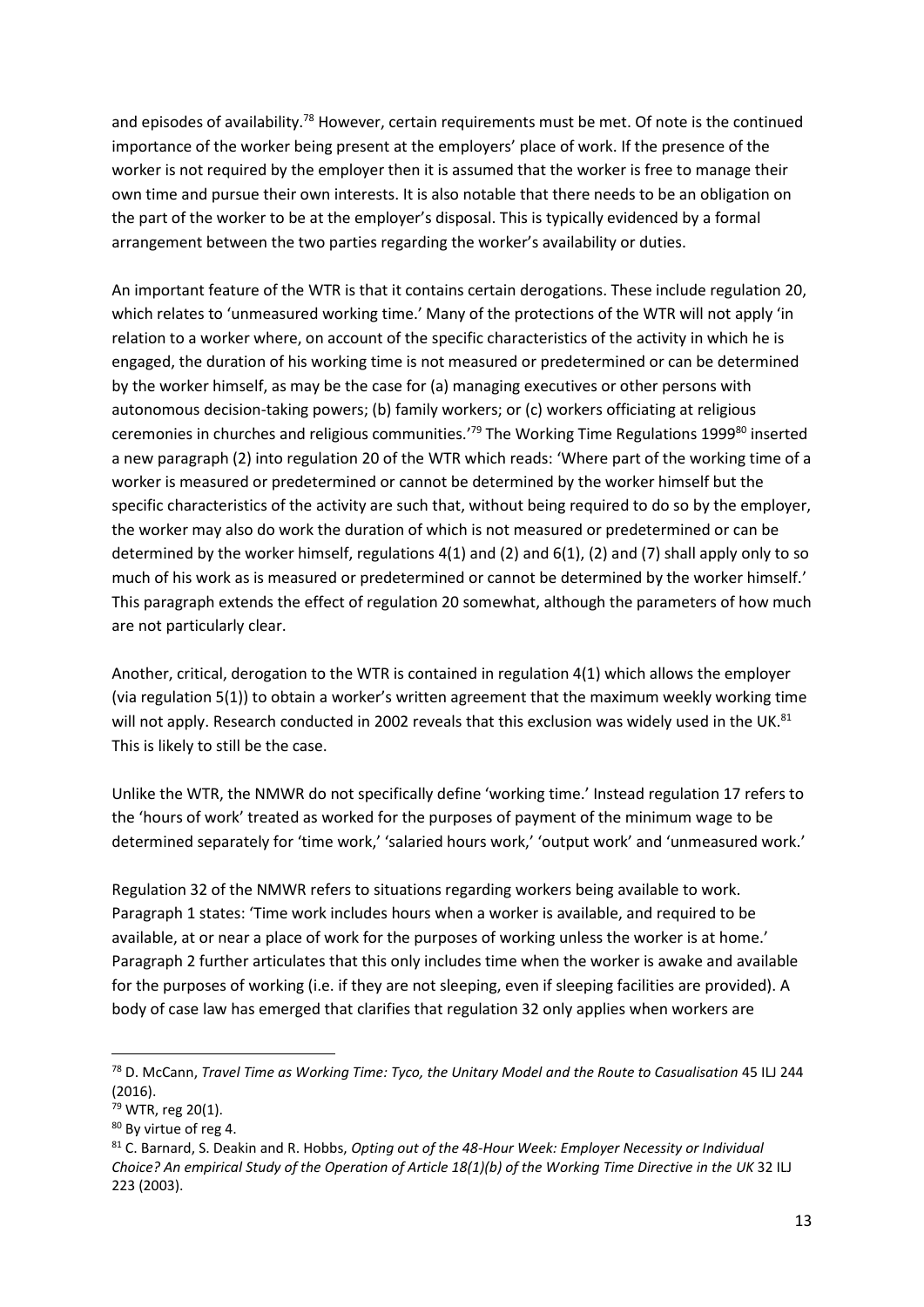and episodes of availability.[78] However, certain requirements must be met. Of note is the continued importance of the worker being present at the employers' place of work. If the presence of the worker is not required by the employer then it is assumed that the worker is free to manage their own time and pursue their own interests. It is also notable that there needs to be an obligation on the part of the worker to be at the employer's disposal. This is typically evidenced by a formal arrangement between the two parties regarding the worker's availability or duties.

An important feature of the WTR is that it contains certain derogations. These include regulation 20, which relates to 'unmeasured working time.' Many of the protections of the WTR will not apply 'in relation to a worker where, on account of the specific characteristics of the activity in which he is engaged, the duration of his working time is not measured or predetermined or can be determined by the worker himself, as may be the case for (a) managing executives or other persons with autonomous decision-taking powers; (b) family workers; or (c) workers officiating at religious ceremonies in churches and religious communities.'[79] The Working Time Regulations 1999[80] inserted a new paragraph (2) into regulation 20 of the WTR which reads: 'Where part of the working time of a worker is measured or predetermined or cannot be determined by the worker himself but the specific characteristics of the activity are such that, without being required to do so by the employer, the worker may also do work the duration of which is not measured or predetermined or can be determined by the worker himself, regulations 4(1) and (2) and 6(1), (2) and (7) shall apply only to so much of his work as is measured or predetermined or cannot be determined by the worker himself.' This paragraph extends the effect of regulation 20 somewhat, although the parameters of how much are not particularly clear.

Another, critical, derogation to the WTR is contained in regulation 4(1) which allows the employer (via regulation 5(1)) to obtain a worker's written agreement that the maximum weekly working time will not apply. Research conducted in 2002 reveals that this exclusion was widely used in the UK.[81] This is likely to still be the case.

Unlike the WTR, the NMWR do not specifically define 'working time.' Instead regulation 17 refers to the 'hours of work' treated as worked for the purposes of payment of the minimum wage to be determined separately for 'time work,' 'salaried hours work,' 'output work' and 'unmeasured work.'

Regulation 32 of the NMWR refers to situations regarding workers being available to work. Paragraph 1 states: 'Time work includes hours when a worker is available, and required to be available, at or near a place of work for the purposes of working unless the worker is at home.' Paragraph 2 further articulates that this only includes time when the worker is awake and available for the purposes of working (i.e. if they are not sleeping, even if sleeping facilities are provided). A body of case law has emerged that clarifies that regulation 32 only applies when workers are

---

[78] D. McCann, *Travel Time as Working Time: Tyco, the Unitary Model and the Route to Casualisation* 45 ILJ 244 (2016).

[79] WTR, reg 20(1).

[80] By virtue of reg 4.

[81] C. Barnard, S. Deakin and R. Hobbs, *Opting out of the 48-Hour Week: Employer Necessity or Individual Choice? An empirical Study of the Operation of Article 18(1)(b) of the Working Time Directive in the UK* 32 ILJ 223 (2003).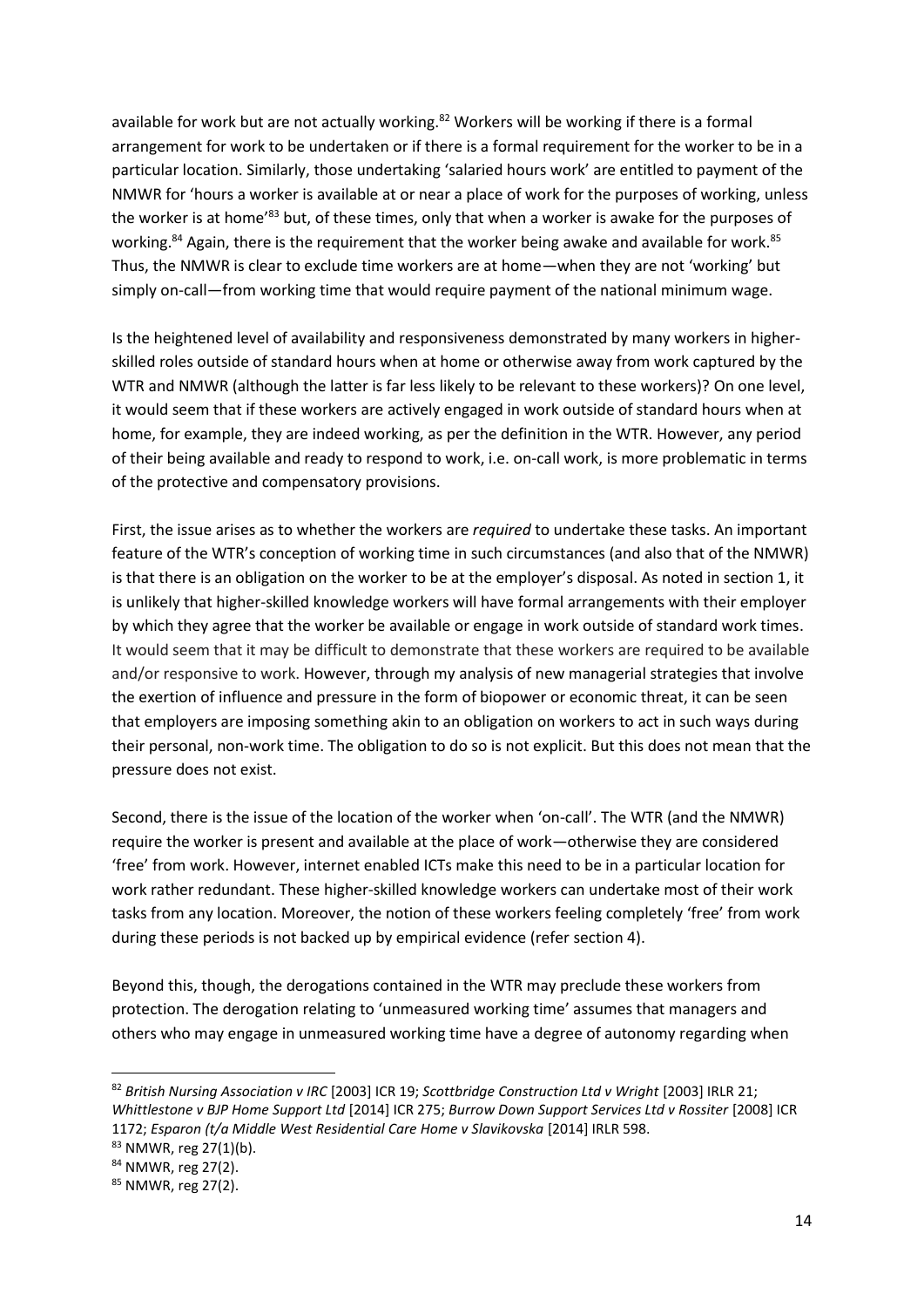available for work but are not actually working.[82] Workers will be working if there is a formal arrangement for work to be undertaken or if there is a formal requirement for the worker to be in a particular location. Similarly, those undertaking 'salaried hours work' are entitled to payment of the NMWR for 'hours a worker is available at or near a place of work for the purposes of working, unless the worker is at home'[83] but, of these times, only that when a worker is awake for the purposes of working.[84] Again, there is the requirement that the worker being awake and available for work.[85] Thus, the NMWR is clear to exclude time workers are at home—when they are not 'working' but simply on-call—from working time that would require payment of the national minimum wage.

Is the heightened level of availability and responsiveness demonstrated by many workers in higher-skilled roles outside of standard hours when at home or otherwise away from work captured by the WTR and NMWR (although the latter is far less likely to be relevant to these workers)? On one level, it would seem that if these workers are actively engaged in work outside of standard hours when at home, for example, they are indeed working, as per the definition in the WTR. However, any period of their being available and ready to respond to work, i.e. on-call work, is more problematic in terms of the protective and compensatory provisions.

First, the issue arises as to whether the workers are *required* to undertake these tasks. An important feature of the WTR's conception of working time in such circumstances (and also that of the NMWR) is that there is an obligation on the worker to be at the employer's disposal. As noted in section 1, it is unlikely that higher-skilled knowledge workers will have formal arrangements with their employer by which they agree that the worker be available or engage in work outside of standard work times. It would seem that it may be difficult to demonstrate that these workers are required to be available and/or responsive to work. However, through my analysis of new managerial strategies that involve the exertion of influence and pressure in the form of biopower or economic threat, it can be seen that employers are imposing something akin to an obligation on workers to act in such ways during their personal, non-work time. The obligation to do so is not explicit. But this does not mean that the pressure does not exist.

Second, there is the issue of the location of the worker when 'on-call'. The WTR (and the NMWR) require the worker is present and available at the place of work—otherwise they are considered 'free' from work. However, internet enabled ICTs make this need to be in a particular location for work rather redundant. These higher-skilled knowledge workers can undertake most of their work tasks from any location. Moreover, the notion of these workers feeling completely 'free' from work during these periods is not backed up by empirical evidence (refer section 4).

Beyond this, though, the derogations contained in the WTR may preclude these workers from protection. The derogation relating to 'unmeasured working time' assumes that managers and others who may engage in unmeasured working time have a degree of autonomy regarding when

---

[82] *British Nursing Association v IRC* [2003] ICR 19; *Scottbridge Construction Ltd v Wright* [2003] IRLR 21; *Whittlestone v BJP Home Support Ltd* [2014] ICR 275; *Burrow Down Support Services Ltd v Rossiter* [2008] ICR 1172; *Esparon (t/a Middle West Residential Care Home v Slavikovska* [2014] IRLR 598.

[83] NMWR, reg 27(1)(b).

[84] NMWR, reg 27(2).

[85] NMWR, reg 27(2).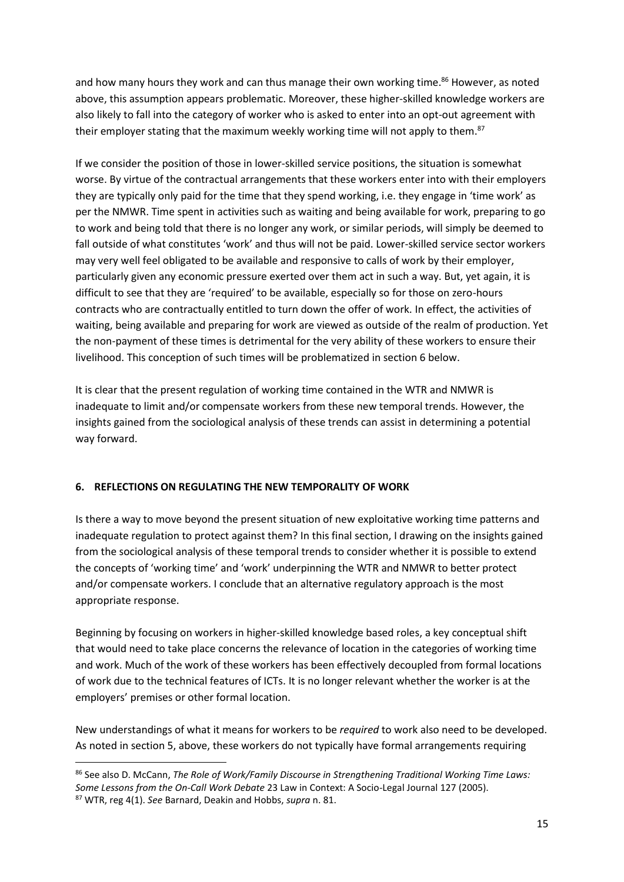and how many hours they work and can thus manage their own working time.[86] However, as noted above, this assumption appears problematic. Moreover, these higher-skilled knowledge workers are also likely to fall into the category of worker who is asked to enter into an opt-out agreement with their employer stating that the maximum weekly working time will not apply to them.[87]

If we consider the position of those in lower-skilled service positions, the situation is somewhat worse. By virtue of the contractual arrangements that these workers enter into with their employers they are typically only paid for the time that they spend working, i.e. they engage in 'time work' as per the NMWR. Time spent in activities such as waiting and being available for work, preparing to go to work and being told that there is no longer any work, or similar periods, will simply be deemed to fall outside of what constitutes 'work' and thus will not be paid. Lower-skilled service sector workers may very well feel obligated to be available and responsive to calls of work by their employer, particularly given any economic pressure exerted over them act in such a way. But, yet again, it is difficult to see that they are 'required' to be available, especially so for those on zero-hours contracts who are contractually entitled to turn down the offer of work. In effect, the activities of waiting, being available and preparing for work are viewed as outside of the realm of production. Yet the non-payment of these times is detrimental for the very ability of these workers to ensure their livelihood. This conception of such times will be problematized in section 6 below.

It is clear that the present regulation of working time contained in the WTR and NMWR is inadequate to limit and/or compensate workers from these new temporal trends. However, the insights gained from the sociological analysis of these trends can assist in determining a potential way forward.

## 6. REFLECTIONS ON REGULATING THE NEW TEMPORALITY OF WORK

Is there a way to move beyond the present situation of new exploitative working time patterns and inadequate regulation to protect against them? In this final section, I drawing on the insights gained from the sociological analysis of these temporal trends to consider whether it is possible to extend the concepts of 'working time' and 'work' underpinning the WTR and NMWR to better protect and/or compensate workers. I conclude that an alternative regulatory approach is the most appropriate response.

Beginning by focusing on workers in higher-skilled knowledge based roles, a key conceptual shift that would need to take place concerns the relevance of location in the categories of working time and work. Much of the work of these workers has been effectively decoupled from formal locations of work due to the technical features of ICTs. It is no longer relevant whether the worker is at the employers' premises or other formal location.

New understandings of what it means for workers to be *required* to work also need to be developed. As noted in section 5, above, these workers do not typically have formal arrangements requiring

[86] See also D. McCann, *The Role of Work/Family Discourse in Strengthening Traditional Working Time Laws: Some Lessons from the On-Call Work Debate* 23 Law in Context: A Socio-Legal Journal 127 (2005).

[87] WTR, reg 4(1). *See* Barnard, Deakin and Hobbs, *supra* n. 81.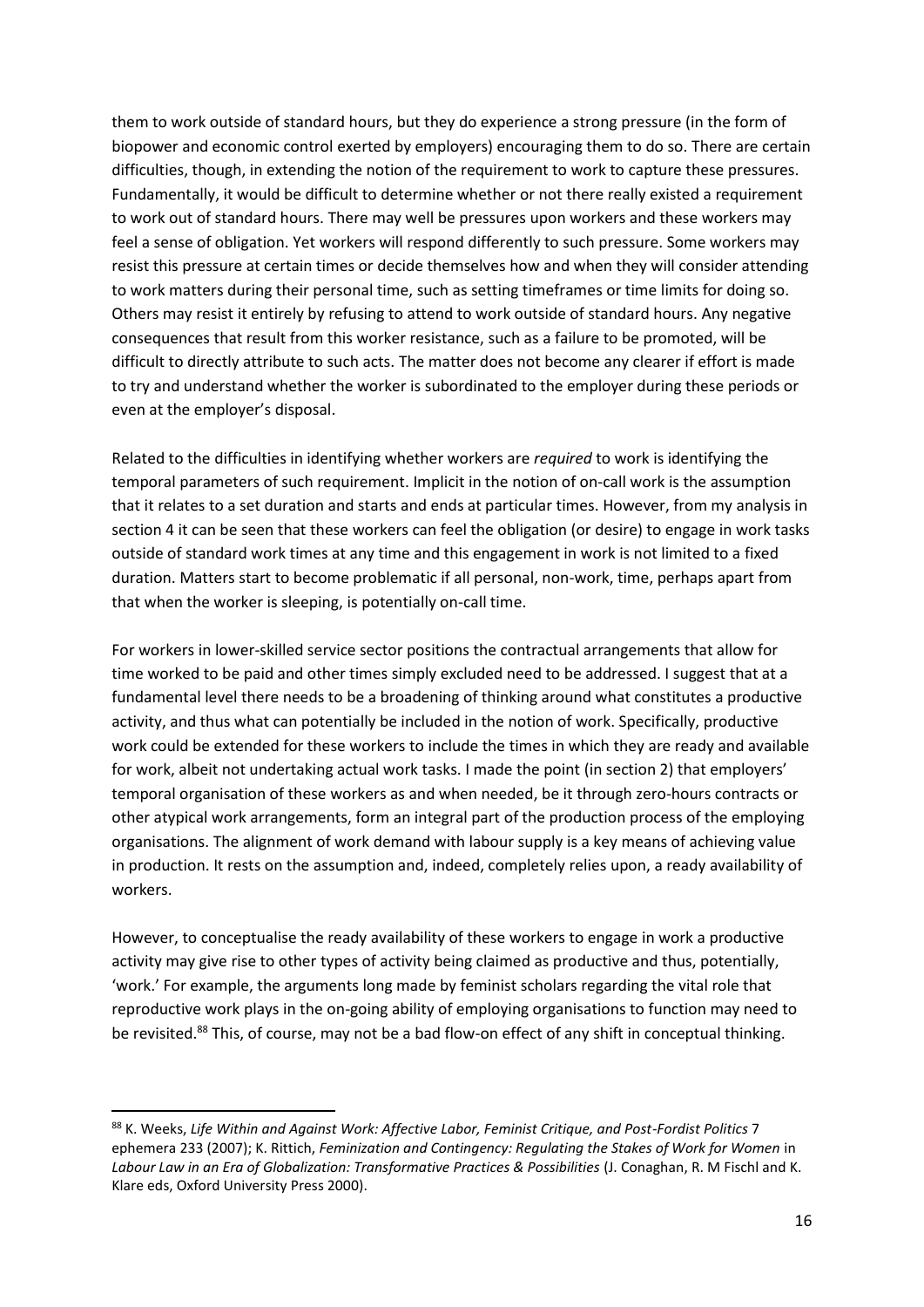them to work outside of standard hours, but they do experience a strong pressure (in the form of biopower and economic control exerted by employers) encouraging them to do so. There are certain difficulties, though, in extending the notion of the requirement to work to capture these pressures. Fundamentally, it would be difficult to determine whether or not there really existed a requirement to work out of standard hours. There may well be pressures upon workers and these workers may feel a sense of obligation. Yet workers will respond differently to such pressure. Some workers may resist this pressure at certain times or decide themselves how and when they will consider attending to work matters during their personal time, such as setting timeframes or time limits for doing so. Others may resist it entirely by refusing to attend to work outside of standard hours. Any negative consequences that result from this worker resistance, such as a failure to be promoted, will be difficult to directly attribute to such acts. The matter does not become any clearer if effort is made to try and understand whether the worker is subordinated to the employer during these periods or even at the employer's disposal.

Related to the difficulties in identifying whether workers are *required* to work is identifying the temporal parameters of such requirement. Implicit in the notion of on-call work is the assumption that it relates to a set duration and starts and ends at particular times. However, from my analysis in section 4 it can be seen that these workers can feel the obligation (or desire) to engage in work tasks outside of standard work times at any time and this engagement in work is not limited to a fixed duration. Matters start to become problematic if all personal, non-work, time, perhaps apart from that when the worker is sleeping, is potentially on-call time.

For workers in lower-skilled service sector positions the contractual arrangements that allow for time worked to be paid and other times simply excluded need to be addressed. I suggest that at a fundamental level there needs to be a broadening of thinking around what constitutes a productive activity, and thus what can potentially be included in the notion of work. Specifically, productive work could be extended for these workers to include the times in which they are ready and available for work, albeit not undertaking actual work tasks. I made the point (in section 2) that employers' temporal organisation of these workers as and when needed, be it through zero-hours contracts or other atypical work arrangements, form an integral part of the production process of the employing organisations. The alignment of work demand with labour supply is a key means of achieving value in production. It rests on the assumption and, indeed, completely relies upon, a ready availability of workers.

However, to conceptualise the ready availability of these workers to engage in work a productive activity may give rise to other types of activity being claimed as productive and thus, potentially, 'work.' For example, the arguments long made by feminist scholars regarding the vital role that reproductive work plays in the on-going ability of employing organisations to function may need to be revisited.[88] This, of course, may not be a bad flow-on effect of any shift in conceptual thinking.

---

[88] K. Weeks, *Life Within and Against Work: Affective Labor, Feminist Critique, and Post-Fordist Politics* 7 ephemera 233 (2007); K. Rittich, *Feminization and Contingency: Regulating the Stakes of Work for Women* in *Labour Law in an Era of Globalization: Transformative Practices & Possibilities* (J. Conaghan, R. M Fischl and K. Klare eds, Oxford University Press 2000).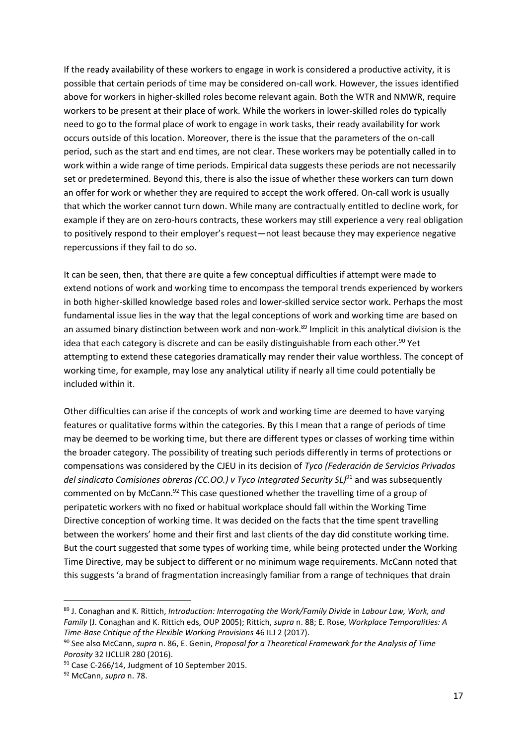If the ready availability of these workers to engage in work is considered a productive activity, it is possible that certain periods of time may be considered on-call work. However, the issues identified above for workers in higher-skilled roles become relevant again. Both the WTR and NMWR, require workers to be present at their place of work. While the workers in lower-skilled roles do typically need to go to the formal place of work to engage in work tasks, their ready availability for work occurs outside of this location. Moreover, there is the issue that the parameters of the on-call period, such as the start and end times, are not clear. These workers may be potentially called in to work within a wide range of time periods. Empirical data suggests these periods are not necessarily set or predetermined. Beyond this, there is also the issue of whether these workers can turn down an offer for work or whether they are required to accept the work offered. On-call work is usually that which the worker cannot turn down. While many are contractually entitled to decline work, for example if they are on zero-hours contracts, these workers may still experience a very real obligation to positively respond to their employer's request—not least because they may experience negative repercussions if they fail to do so.

It can be seen, then, that there are quite a few conceptual difficulties if attempt were made to extend notions of work and working time to encompass the temporal trends experienced by workers in both higher-skilled knowledge based roles and lower-skilled service sector work. Perhaps the most fundamental issue lies in the way that the legal conceptions of work and working time are based on an assumed binary distinction between work and non-work.[89] Implicit in this analytical division is the idea that each category is discrete and can be easily distinguishable from each other.[90] Yet attempting to extend these categories dramatically may render their value worthless. The concept of working time, for example, may lose any analytical utility if nearly all time could potentially be included within it.

Other difficulties can arise if the concepts of work and working time are deemed to have varying features or qualitative forms within the categories. By this I mean that a range of periods of time may be deemed to be working time, but there are different types or classes of working time within the broader category. The possibility of treating such periods differently in terms of protections or compensations was considered by the CJEU in its decision of *Tyco (Federación de Servicios Privados del sindicato Comisiones obreras (CC.OO.) v Tyco Integrated Security SL)*[91] and was subsequently commented on by McCann.[92] This case questioned whether the travelling time of a group of peripatetic workers with no fixed or habitual workplace should fall within the Working Time Directive conception of working time. It was decided on the facts that the time spent travelling between the workers' home and their first and last clients of the day did constitute working time. But the court suggested that some types of working time, while being protected under the Working Time Directive, may be subject to different or no minimum wage requirements. McCann noted that this suggests 'a brand of fragmentation increasingly familiar from a range of techniques that drain

---

[89] J. Conaghan and K. Rittich, *Introduction: Interrogating the Work/Family Divide* in *Labour Law, Work, and Family* (J. Conaghan and K. Rittich eds, OUP 2005); Rittich, *supra* n. 88; E. Rose, *Workplace Temporalities: A Time-Base Critique of the Flexible Working Provisions* 46 ILJ 2 (2017).

[90] See also McCann, *supra* n. 86, E. Genin, *Proposal for a Theoretical Framework for the Analysis of Time Porosity* 32 IJCLLIR 280 (2016).

[91] Case C-266/14, Judgment of 10 September 2015.

[92] McCann, *supra* n. 78.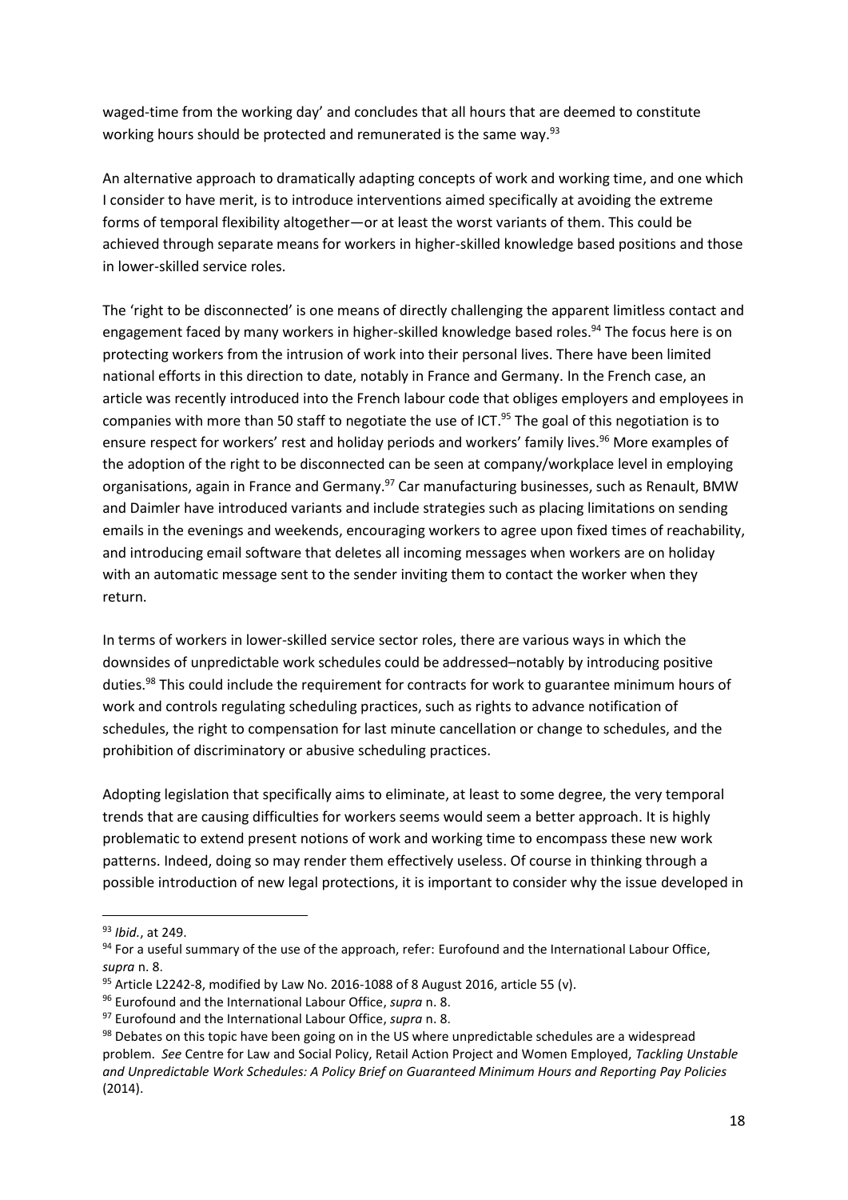waged-time from the working day' and concludes that all hours that are deemed to constitute working hours should be protected and remunerated is the same way.[93]

An alternative approach to dramatically adapting concepts of work and working time, and one which I consider to have merit, is to introduce interventions aimed specifically at avoiding the extreme forms of temporal flexibility altogether—or at least the worst variants of them. This could be achieved through separate means for workers in higher-skilled knowledge based positions and those in lower-skilled service roles.

The 'right to be disconnected' is one means of directly challenging the apparent limitless contact and engagement faced by many workers in higher-skilled knowledge based roles.[94] The focus here is on protecting workers from the intrusion of work into their personal lives. There have been limited national efforts in this direction to date, notably in France and Germany. In the French case, an article was recently introduced into the French labour code that obliges employers and employees in companies with more than 50 staff to negotiate the use of ICT.[95] The goal of this negotiation is to ensure respect for workers' rest and holiday periods and workers' family lives.[96] More examples of the adoption of the right to be disconnected can be seen at company/workplace level in employing organisations, again in France and Germany.[97] Car manufacturing businesses, such as Renault, BMW and Daimler have introduced variants and include strategies such as placing limitations on sending emails in the evenings and weekends, encouraging workers to agree upon fixed times of reachability, and introducing email software that deletes all incoming messages when workers are on holiday with an automatic message sent to the sender inviting them to contact the worker when they return.

In terms of workers in lower-skilled service sector roles, there are various ways in which the downsides of unpredictable work schedules could be addressed–notably by introducing positive duties.[98] This could include the requirement for contracts for work to guarantee minimum hours of work and controls regulating scheduling practices, such as rights to advance notification of schedules, the right to compensation for last minute cancellation or change to schedules, and the prohibition of discriminatory or abusive scheduling practices.

Adopting legislation that specifically aims to eliminate, at least to some degree, the very temporal trends that are causing difficulties for workers seems would seem a better approach. It is highly problematic to extend present notions of work and working time to encompass these new work patterns. Indeed, doing so may render them effectively useless. Of course in thinking through a possible introduction of new legal protections, it is important to consider why the issue developed in

---

[93] *Ibid.*, at 249.

[94] For a useful summary of the use of the approach, refer: Eurofound and the International Labour Office, *supra* n. 8.

[95] Article L2242-8, modified by Law No. 2016-1088 of 8 August 2016, article 55 (v).

[96] Eurofound and the International Labour Office, *supra* n. 8.

[97] Eurofound and the International Labour Office, *supra* n. 8.

[98] Debates on this topic have been going on in the US where unpredictable schedules are a widespread problem. *See* Centre for Law and Social Policy, Retail Action Project and Women Employed, *Tackling Unstable and Unpredictable Work Schedules: A Policy Brief on Guaranteed Minimum Hours and Reporting Pay Policies* (2014).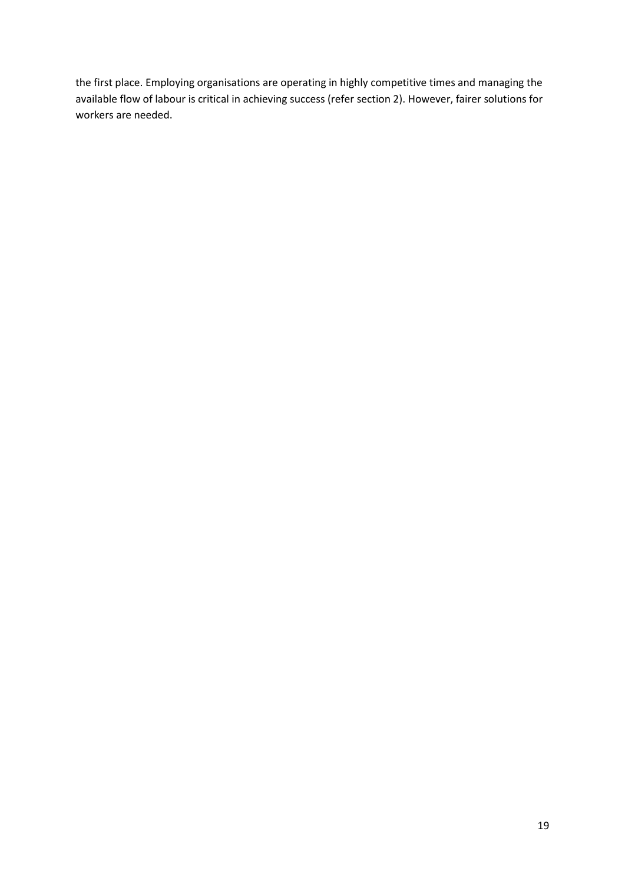the first place. Employing organisations are operating in highly competitive times and managing the available flow of labour is critical in achieving success (refer section 2). However, fairer solutions for workers are needed.